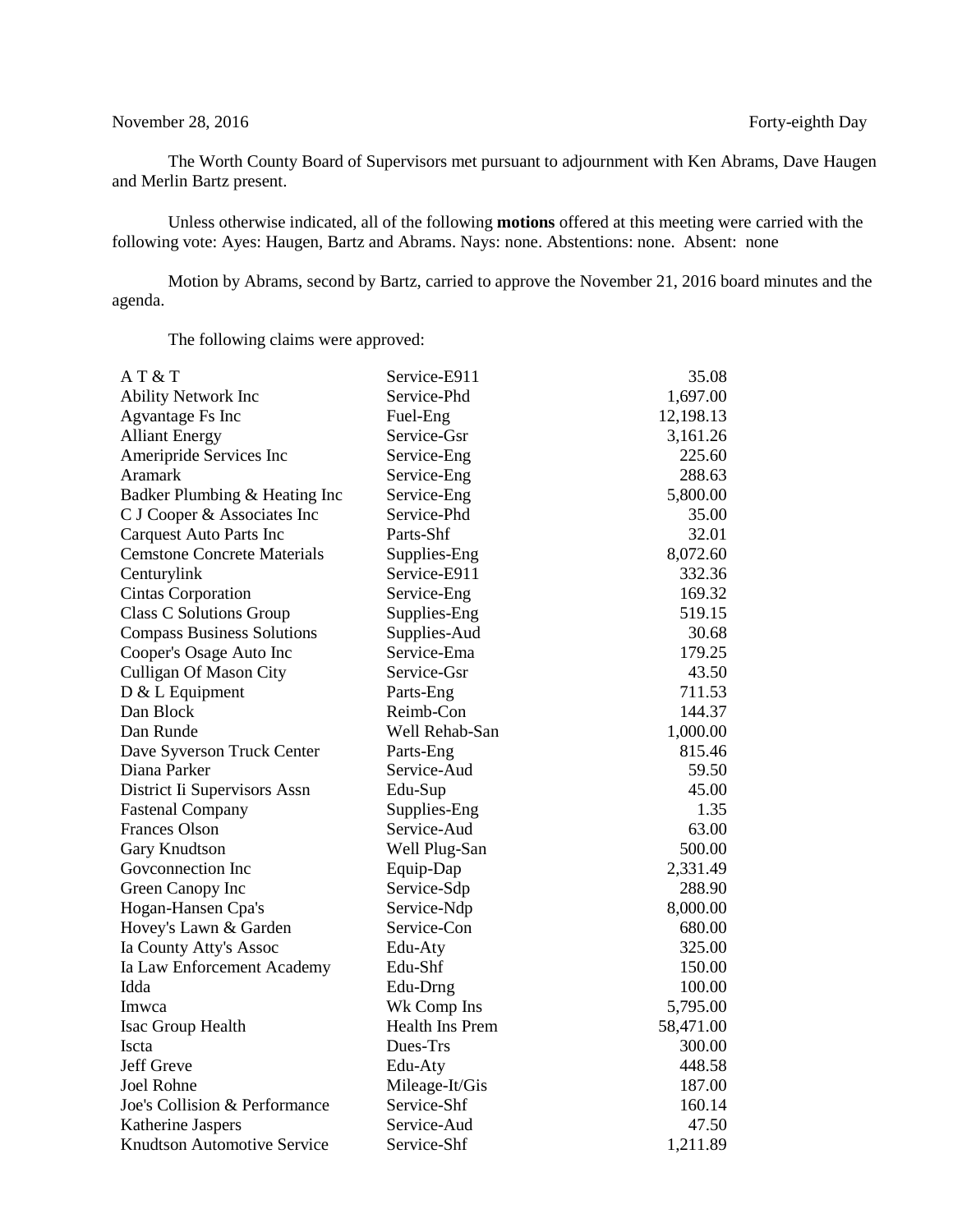November 28, 2016 Forty-eighth Day

The Worth County Board of Supervisors met pursuant to adjournment with Ken Abrams, Dave Haugen and Merlin Bartz present.

Unless otherwise indicated, all of the following **motions** offered at this meeting were carried with the following vote: Ayes: Haugen, Bartz and Abrams. Nays: none. Abstentions: none. Absent: none

Motion by Abrams, second by Bartz, carried to approve the November 21, 2016 board minutes and the agenda.

The following claims were approved:

| | | |
|---|---|---:|
| A T & T | Service-E911 | 35.08 |
| Ability Network Inc | Service-Phd | 1,697.00 |
| Agvantage Fs Inc | Fuel-Eng | 12,198.13 |
| Alliant Energy | Service-Gsr | 3,161.26 |
| Ameripride Services Inc | Service-Eng | 225.60 |
| Aramark | Service-Eng | 288.63 |
| Badker Plumbing & Heating Inc | Service-Eng | 5,800.00 |
| C J Cooper & Associates Inc | Service-Phd | 35.00 |
| Carquest Auto Parts Inc | Parts-Shf | 32.01 |
| Cemstone Concrete Materials | Supplies-Eng | 8,072.60 |
| Centurylink | Service-E911 | 332.36 |
| Cintas Corporation | Service-Eng | 169.32 |
| Class C Solutions Group | Supplies-Eng | 519.15 |
| Compass Business Solutions | Supplies-Aud | 30.68 |
| Cooper's Osage Auto Inc | Service-Ema | 179.25 |
| Culligan Of Mason City | Service-Gsr | 43.50 |
| D & L Equipment | Parts-Eng | 711.53 |
| Dan Block | Reimb-Con | 144.37 |
| Dan Runde | Well Rehab-San | 1,000.00 |
| Dave Syverson Truck Center | Parts-Eng | 815.46 |
| Diana Parker | Service-Aud | 59.50 |
| District Ii Supervisors Assn | Edu-Sup | 45.00 |
| Fastenal Company | Supplies-Eng | 1.35 |
| Frances Olson | Service-Aud | 63.00 |
| Gary Knudtson | Well Plug-San | 500.00 |
| Govconnection Inc | Equip-Dap | 2,331.49 |
| Green Canopy Inc | Service-Sdp | 288.90 |
| Hogan-Hansen Cpa's | Service-Ndp | 8,000.00 |
| Hovey's Lawn & Garden | Service-Con | 680.00 |
| Ia County Atty's Assoc | Edu-Aty | 325.00 |
| Ia Law Enforcement Academy | Edu-Shf | 150.00 |
| Idda | Edu-Drng | 100.00 |
| Imwca | Wk Comp Ins | 5,795.00 |
| Isac Group Health | Health Ins Prem | 58,471.00 |
| Iscta | Dues-Trs | 300.00 |
| Jeff Greve | Edu-Aty | 448.58 |
| Joel Rohne | Mileage-It/Gis | 187.00 |
| Joe's Collision & Performance | Service-Shf | 160.14 |
| Katherine Jaspers | Service-Aud | 47.50 |
| Knudtson Automotive Service | Service-Shf | 1,211.89 |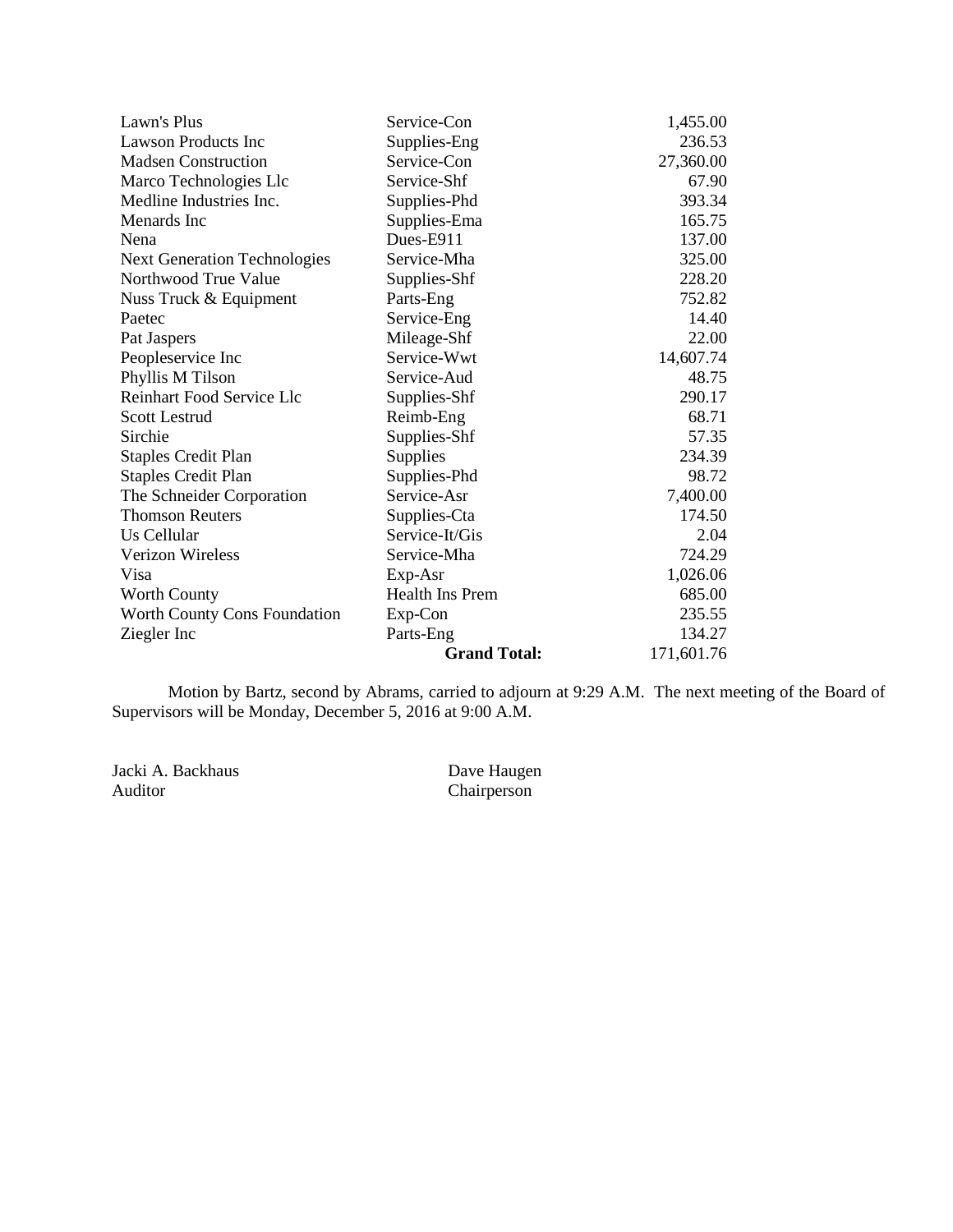| | | |
|---|---|---|
| Lawn's Plus | Service-Con | 1,455.00 |
| Lawson Products Inc | Supplies-Eng | 236.53 |
| Madsen Construction | Service-Con | 27,360.00 |
| Marco Technologies Llc | Service-Shf | 67.90 |
| Medline Industries Inc. | Supplies-Phd | 393.34 |
| Menards Inc | Supplies-Ema | 165.75 |
| Nena | Dues-E911 | 137.00 |
| Next Generation Technologies | Service-Mha | 325.00 |
| Northwood True Value | Supplies-Shf | 228.20 |
| Nuss Truck & Equipment | Parts-Eng | 752.82 |
| Paetec | Service-Eng | 14.40 |
| Pat Jaspers | Mileage-Shf | 22.00 |
| Peopleservice Inc | Service-Wwt | 14,607.74 |
| Phyllis M Tilson | Service-Aud | 48.75 |
| Reinhart Food Service Llc | Supplies-Shf | 290.17 |
| Scott Lestrud | Reimb-Eng | 68.71 |
| Sirchie | Supplies-Shf | 57.35 |
| Staples Credit Plan | Supplies | 234.39 |
| Staples Credit Plan | Supplies-Phd | 98.72 |
| The Schneider Corporation | Service-Asr | 7,400.00 |
| Thomson Reuters | Supplies-Cta | 174.50 |
| Us Cellular | Service-It/Gis | 2.04 |
| Verizon Wireless | Service-Mha | 724.29 |
| Visa | Exp-Asr | 1,026.06 |
| Worth County | Health Ins Prem | 685.00 |
| Worth County Cons Foundation | Exp-Con | 235.55 |
| Ziegler Inc | Parts-Eng | 134.27 |
| | **Grand Total:** | 171,601.76 |

Motion by Bartz, second by Abrams, carried to adjourn at 9:29 A.M. The next meeting of the Board of Supervisors will be Monday, December 5, 2016 at 9:00 A.M.

Jacki A. Backhaus
Auditor

Dave Haugen
Chairperson